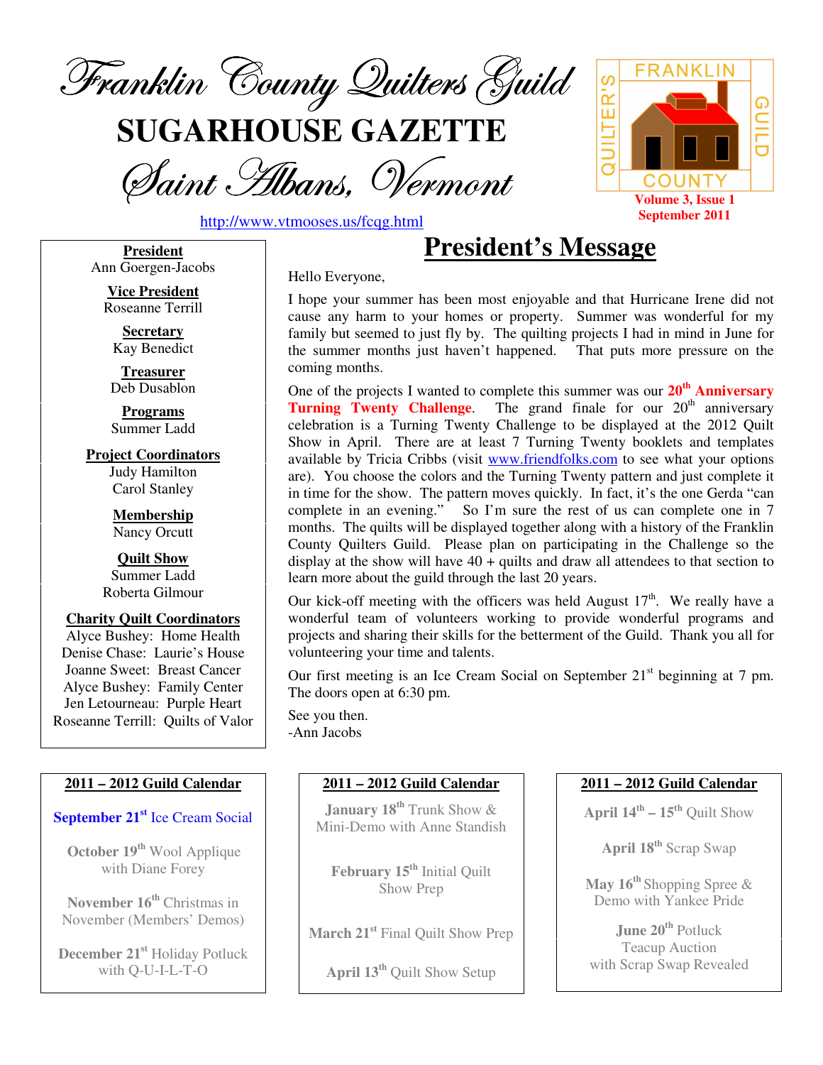# Franklin County Quilters Guild

# SUGARHOUSE GAZETTE

## Saint Albans, Vermont

http://www.vtmooses.us/fcqg.html

Volume 3, Issue 1
September 2011

**President**
Ann Goergen-Jacobs

**Vice President**
Roseanne Terrill

**Secretary**
Kay Benedict

**Treasurer**
Deb Dusablon

**Programs**
Summer Ladd

**Project Coordinators**
Judy Hamilton
Carol Stanley

**Membership**
Nancy Orcutt

**Quilt Show**
Summer Ladd
Roberta Gilmour

**Charity Quilt Coordinators**
Alyce Bushey: Home Health
Denise Chase: Laurie's House
Joanne Sweet: Breast Cancer
Alyce Bushey: Family Center
Jen Letourneau: Purple Heart
Roseanne Terrill: Quilts of Valor

## President's Message

Hello Everyone,

I hope your summer has been most enjoyable and that Hurricane Irene did not cause any harm to your homes or property. Summer was wonderful for my family but seemed to just fly by. The quilting projects I had in mind in June for the summer months just haven't happened. That puts more pressure on the coming months.

One of the projects I wanted to complete this summer was our **20th Anniversary Turning Twenty Challenge**. The grand finale for our 20th anniversary celebration is a Turning Twenty Challenge to be displayed at the 2012 Quilt Show in April. There are at least 7 Turning Twenty booklets and templates available by Tricia Cribbs (visit www.friendfolks.com to see what your options are). You choose the colors and the Turning Twenty pattern and just complete it in time for the show. The pattern moves quickly. In fact, it's the one Gerda "can complete in an evening." So I'm sure the rest of us can complete one in 7 months. The quilts will be displayed together along with a history of the Franklin County Quilters Guild. Please plan on participating in the Challenge so the display at the show will have 40 + quilts and draw all attendees to that section to learn more about the guild through the last 20 years.

Our kick-off meeting with the officers was held August 17th. We really have a wonderful team of volunteers working to provide wonderful programs and projects and sharing their skills for the betterment of the Guild. Thank you all for volunteering your time and talents.

Our first meeting is an Ice Cream Social on September 21st beginning at 7 pm. The doors open at 6:30 pm.

See you then.
-Ann Jacobs

### 2011 – 2012 Guild Calendar

**September 21st** Ice Cream Social

**October 19th** Wool Applique with Diane Forey

**November 16th** Christmas in November (Members' Demos)

**December 21st** Holiday Potluck with Q-U-I-L-T-O

**January 18th** Trunk Show & Mini-Demo with Anne Standish

**February 15th** Initial Quilt Show Prep

**March 21st** Final Quilt Show Prep

**April 13th** Quilt Show Setup

**April 14th – 15th** Quilt Show

**April 18th** Scrap Swap

**May 16th** Shopping Spree & Demo with Yankee Pride

**June 20th** Potluck Teacup Auction with Scrap Swap Revealed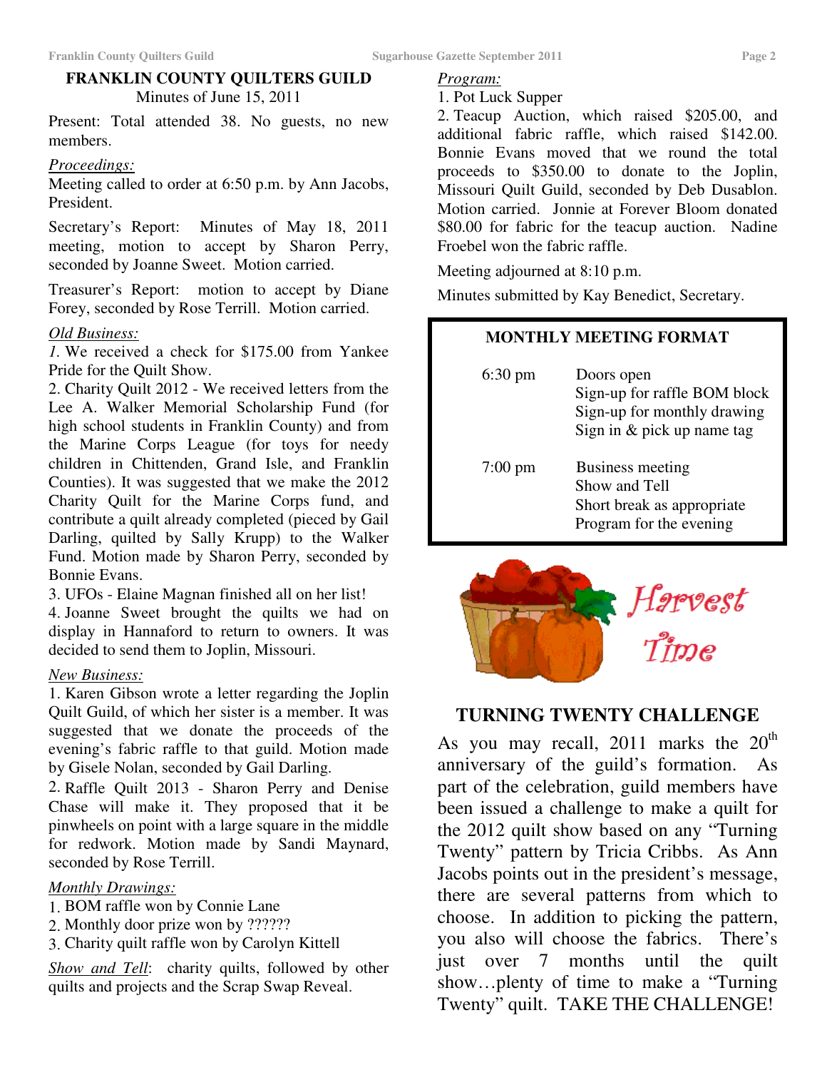## FRANKLIN COUNTY QUILTERS GUILD

Minutes of June 15, 2011

Present: Total attended 38. No guests, no new members.

*Proceedings:*

Meeting called to order at 6:50 p.m. by Ann Jacobs, President.

Secretary's Report: Minutes of May 18, 2011 meeting, motion to accept by Sharon Perry, seconded by Joanne Sweet. Motion carried.

Treasurer's Report: motion to accept by Diane Forey, seconded by Rose Terrill. Motion carried.

*Old Business:*

1. We received a check for $175.00 from Yankee Pride for the Quilt Show.
2. Charity Quilt 2012 - We received letters from the Lee A. Walker Memorial Scholarship Fund (for high school students in Franklin County) and from the Marine Corps League (for toys for needy children in Chittenden, Grand Isle, and Franklin Counties). It was suggested that we make the 2012 Charity Quilt for the Marine Corps fund, and contribute a quilt already completed (pieced by Gail Darling, quilted by Sally Krupp) to the Walker Fund. Motion made by Sharon Perry, seconded by Bonnie Evans.
3. UFOs - Elaine Magnan finished all on her list!
4. Joanne Sweet brought the quilts we had on display in Hannaford to return to owners. It was decided to send them to Joplin, Missouri.

*New Business:*

1. Karen Gibson wrote a letter regarding the Joplin Quilt Guild, of which her sister is a member. It was suggested that we donate the proceeds of the evening's fabric raffle to that guild. Motion made by Gisele Nolan, seconded by Gail Darling.
2. Raffle Quilt 2013 - Sharon Perry and Denise Chase will make it. They proposed that it be pinwheels on point with a large square in the middle for redwork. Motion made by Sandi Maynard, seconded by Rose Terrill.

*Monthly Drawings:*

1. BOM raffle won by Connie Lane
2. Monthly door prize won by ??????
3. Charity quilt raffle won by Carolyn Kittell

*Show and Tell*: charity quilts, followed by other quilts and projects and the Scrap Swap Reveal.

*Program:*

1. Pot Luck Supper
2. Teacup Auction, which raised $205.00, and additional fabric raffle, which raised $142.00. Bonnie Evans moved that we round the total proceeds to $350.00 to donate to the Joplin, Missouri Quilt Guild, seconded by Deb Dusablon. Motion carried. Jonnie at Forever Bloom donated $80.00 for fabric for the teacup auction. Nadine Froebel won the fabric raffle.

Meeting adjourned at 8:10 p.m.

Minutes submitted by Kay Benedict, Secretary.

### MONTHLY MEETING FORMAT

| | |
|---|---|
| 6:30 pm | Doors open<br>Sign-up for raffle BOM block<br>Sign-up for monthly drawing<br>Sign in & pick up name tag |
| 7:00 pm | Business meeting<br>Show and Tell<br>Short break as appropriate<br>Program for the evening |

*Harvest Time*

## TURNING TWENTY CHALLENGE

As you may recall, 2011 marks the 20th anniversary of the guild's formation. As part of the celebration, guild members have been issued a challenge to make a quilt for the 2012 quilt show based on any "Turning Twenty" pattern by Tricia Cribbs. As Ann Jacobs points out in the president's message, there are several patterns from which to choose. In addition to picking the pattern, you also will choose the fabrics. There's just over 7 months until the quilt show…plenty of time to make a "Turning Twenty" quilt. TAKE THE CHALLENGE!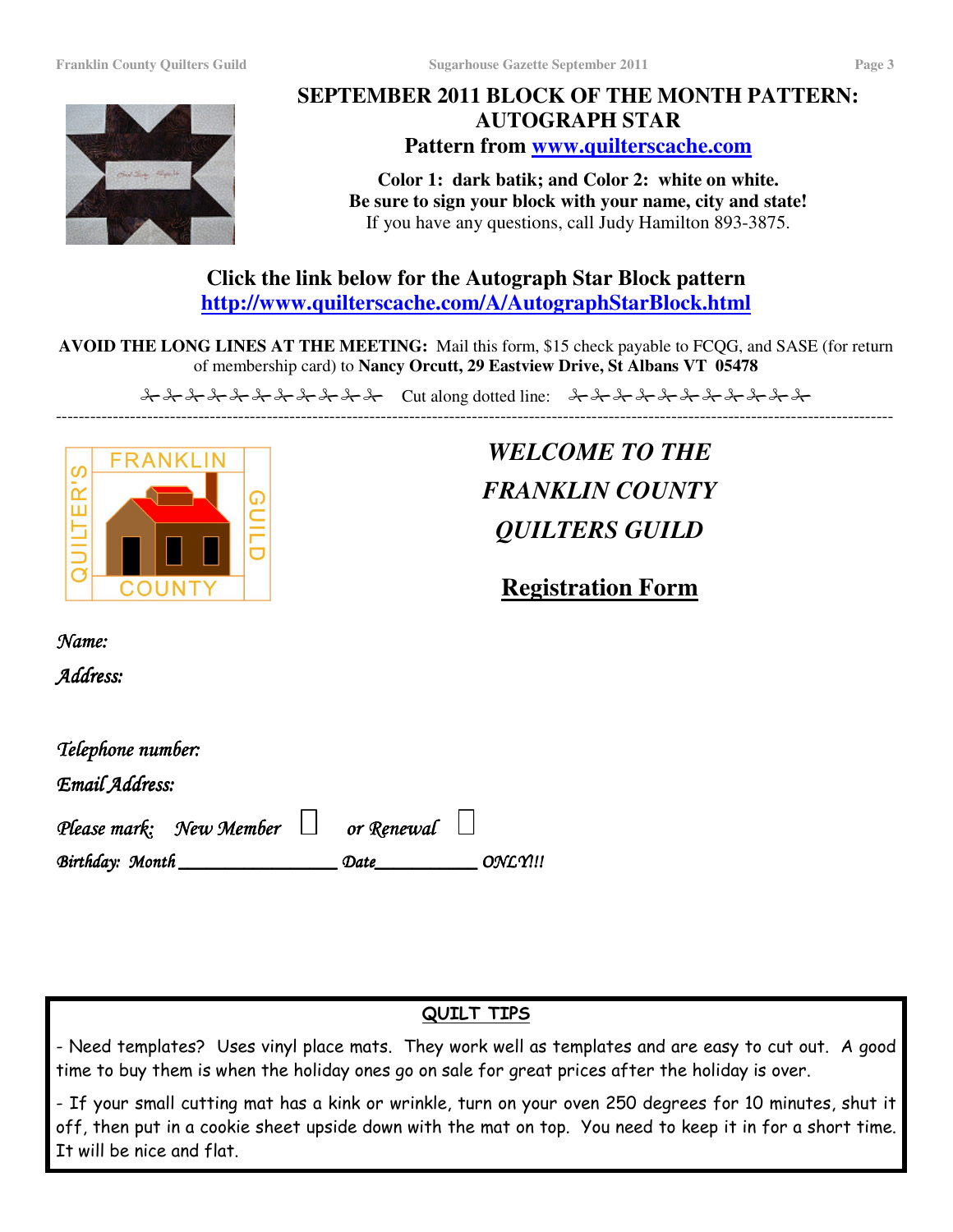## SEPTEMBER 2011 BLOCK OF THE MONTH PATTERN: AUTOGRAPH STAR

**Pattern from [www.quilterscache.com](http://www.quilterscache.com)**

**Color 1: dark batik; and Color 2: white on white.**
**Be sure to sign your block with your name, city and state!**
If you have any questions, call Judy Hamilton 893-3875.

### Click the link below for the Autograph Star Block pattern

**http://www.quilterscache.com/A/AutographStarBlock.html**

**AVOID THE LONG LINES AT THE MEETING:** Mail this form, $15 check payable to FCQG, and SASE (for return of membership card) to **Nancy Orcutt, 29 Eastview Drive, St Albans VT 05478**

✂✂✂✂✂✂✂✂✂✂✂ Cut along dotted line: ✂✂✂✂✂✂✂✂✂✂✂

---

FRANKLIN COUNTY QUILTER'S GUILD

## *WELCOME TO THE FRANKLIN COUNTY QUILTERS GUILD*

## Registration Form

*Name:*

*Address:*

*Telephone number:*

*Email Address:*

*Please mark:* *New Member* ☐ *or Renewal* ☐

*Birthday: Month* ________________ *Date*__________ *ONLY!!!*

---

**QUILT TIPS**

- Need templates? Uses vinyl place mats. They work well as templates and are easy to cut out. A good time to buy them is when the holiday ones go on sale for great prices after the holiday is over.

- If your small cutting mat has a kink or wrinkle, turn on your oven 250 degrees for 10 minutes, shut it off, then put in a cookie sheet upside down with the mat on top. You need to keep it in for a short time. It will be nice and flat.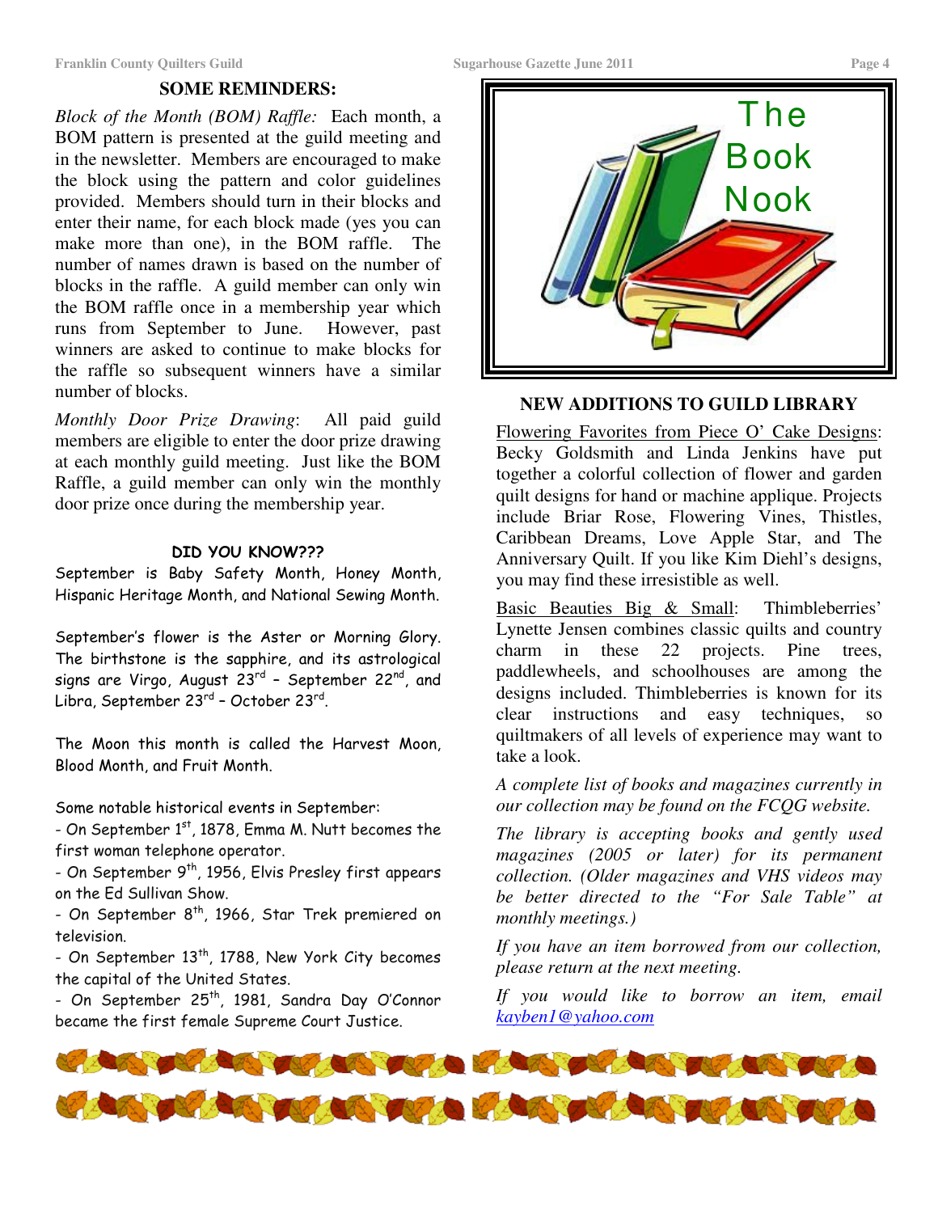## SOME REMINDERS:

*Block of the Month (BOM) Raffle:* Each month, a BOM pattern is presented at the guild meeting and in the newsletter. Members are encouraged to make the block using the pattern and color guidelines provided. Members should turn in their blocks and enter their name, for each block made (yes you can make more than one), in the BOM raffle. The number of names drawn is based on the number of blocks in the raffle. A guild member can only win the BOM raffle once in a membership year which runs from September to June. However, past winners are asked to continue to make blocks for the raffle so subsequent winners have a similar number of blocks.

*Monthly Door Prize Drawing*: All paid guild members are eligible to enter the door prize drawing at each monthly guild meeting. Just like the BOM Raffle, a guild member can only win the monthly door prize once during the membership year.

### DID YOU KNOW???

September is Baby Safety Month, Honey Month, Hispanic Heritage Month, and National Sewing Month.

September's flower is the Aster or Morning Glory. The birthstone is the sapphire, and its astrological signs are Virgo, August 23rd – September 22nd, and Libra, September 23rd – October 23rd.

The Moon this month is called the Harvest Moon, Blood Month, and Fruit Month.

Some notable historical events in September:

- On September 1st, 1878, Emma M. Nutt becomes the first woman telephone operator.
- On September 9th, 1956, Elvis Presley first appears on the Ed Sullivan Show.
- On September 8th, 1966, Star Trek premiered on television.
- On September 13th, 1788, New York City becomes the capital of the United States.
- On September 25th, 1981, Sandra Day O'Connor became the first female Supreme Court Justice.

## The Book Nook

### NEW ADDITIONS TO GUILD LIBRARY

Flowering Favorites from Piece O' Cake Designs: Becky Goldsmith and Linda Jenkins have put together a colorful collection of flower and garden quilt designs for hand or machine applique. Projects include Briar Rose, Flowering Vines, Thistles, Caribbean Dreams, Love Apple Star, and The Anniversary Quilt. If you like Kim Diehl's designs, you may find these irresistible as well.

Basic Beauties Big & Small: Thimbleberries' Lynette Jensen combines classic quilts and country charm in these 22 projects. Pine trees, paddlewheels, and schoolhouses are among the designs included. Thimbleberries is known for its clear instructions and easy techniques, so quiltmakers of all levels of experience may want to take a look.

*A complete list of books and magazines currently in our collection may be found on the FCQG website.*

*The library is accepting books and gently used magazines (2005 or later) for its permanent collection. (Older magazines and VHS videos may be better directed to the "For Sale Table" at monthly meetings.)*

*If you have an item borrowed from our collection, please return at the next meeting.*

*If you would like to borrow an item, email kayben1@yahoo.com*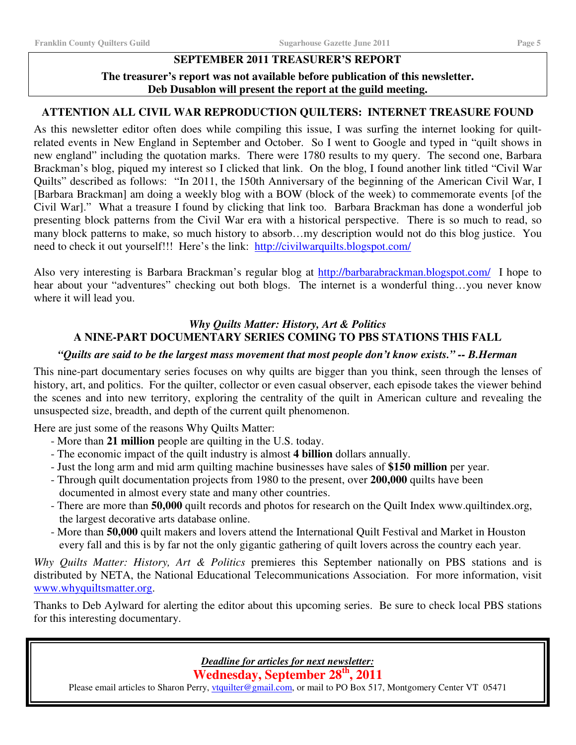## SEPTEMBER 2011 TREASURER'S REPORT

**The treasurer's report was not available before publication of this newsletter.**
**Deb Dusablon will present the report at the guild meeting.**

## ATTENTION ALL CIVIL WAR REPRODUCTION QUILTERS: INTERNET TREASURE FOUND

As this newsletter editor often does while compiling this issue, I was surfing the internet looking for quilt-related events in New England in September and October. So I went to Google and typed in "quilt shows in new england" including the quotation marks. There were 1780 results to my query. The second one, Barbara Brackman's blog, piqued my interest so I clicked that link. On the blog, I found another link titled "Civil War Quilts" described as follows: "In 2011, the 150th Anniversary of the beginning of the American Civil War, I [Barbara Brackman] am doing a weekly blog with a BOW (block of the week) to commemorate events [of the Civil War]." What a treasure I found by clicking that link too. Barbara Brackman has done a wonderful job presenting block patterns from the Civil War era with a historical perspective. There is so much to read, so many block patterns to make, so much history to absorb…my description would not do this blog justice. You need to check it out yourself!!! Here's the link: http://civilwarquilts.blogspot.com/

Also very interesting is Barbara Brackman's regular blog at http://barbarabrackman.blogspot.com/ I hope to hear about your "adventures" checking out both blogs. The internet is a wonderful thing…you never know where it will lead you.

### *Why Quilts Matter: History, Art & Politics*
### A NINE-PART DOCUMENTARY SERIES COMING TO PBS STATIONS THIS FALL

***"Quilts are said to be the largest mass movement that most people don't know exists." -- B.Herman***

This nine-part documentary series focuses on why quilts are bigger than you think, seen through the lenses of history, art, and politics. For the quilter, collector or even casual observer, each episode takes the viewer behind the scenes and into new territory, exploring the centrality of the quilt in American culture and revealing the unsuspected size, breadth, and depth of the current quilt phenomenon.

Here are just some of the reasons Why Quilts Matter:

- More than **21 million** people are quilting in the U.S. today.
- The economic impact of the quilt industry is almost **4 billion** dollars annually.
- Just the long arm and mid arm quilting machine businesses have sales of **$150 million** per year.
- Through quilt documentation projects from 1980 to the present, over **200,000** quilts have been documented in almost every state and many other countries.
- There are more than **50,000** quilt records and photos for research on the Quilt Index www.quiltindex.org, the largest decorative arts database online.
- More than **50,000** quilt makers and lovers attend the International Quilt Festival and Market in Houston every fall and this is by far not the only gigantic gathering of quilt lovers across the country each year.

*Why Quilts Matter: History, Art & Politics* premieres this September nationally on PBS stations and is distributed by NETA, the National Educational Telecommunications Association. For more information, visit www.whyquiltsmatter.org.

Thanks to Deb Aylward for alerting the editor about this upcoming series. Be sure to check local PBS stations for this interesting documentary.

***Deadline for articles for next newsletter:***

**Wednesday, September 28th, 2011**

Please email articles to Sharon Perry, vtquilter@gmail.com, or mail to PO Box 517, Montgomery Center VT 05471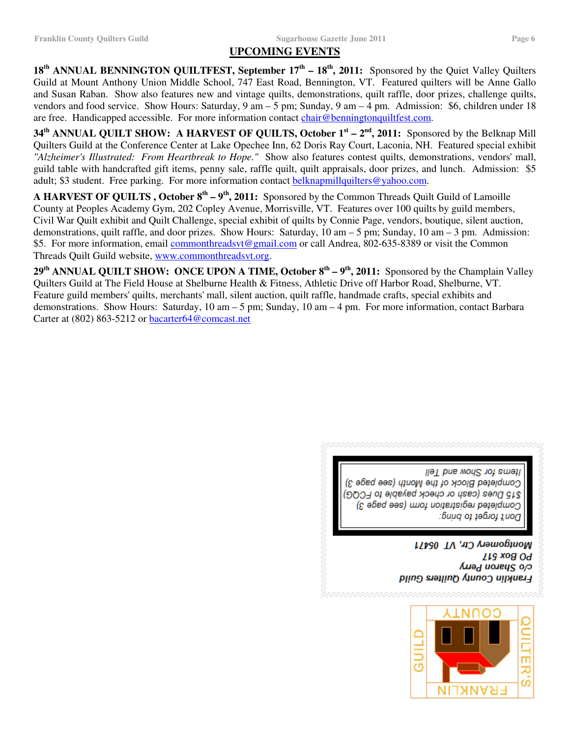## UPCOMING EVENTS

**18th ANNUAL BENNINGTON QUILTFEST, September 17th – 18th, 2011:** Sponsored by the Quiet Valley Quilters Guild at Mount Anthony Union Middle School, 747 East Road, Bennington, VT. Featured quilters will be Anne Gallo and Susan Raban. Show also features new and vintage quilts, demonstrations, quilt raffle, door prizes, challenge quilts, vendors and food service. Show Hours: Saturday, 9 am – 5 pm; Sunday, 9 am – 4 pm. Admission: $6, children under 18 are free. Handicapped accessible. For more information contact chair@benningtonquiltfest.com.

**34th ANNUAL QUILT SHOW: A HARVEST OF QUILTS, October 1st – 2nd, 2011:** Sponsored by the Belknap Mill Quilters Guild at the Conference Center at Lake Opechee Inn, 62 Doris Ray Court, Laconia, NH. Featured special exhibit *"Alzheimer's Illustrated: From Heartbreak to Hope."* Show also features contest quilts, demonstrations, vendors' mall, guild table with handcrafted gift items, penny sale, raffle quilt, quilt appraisals, door prizes, and lunch. Admission: $5 adult; $3 student. Free parking. For more information contact belknapmillquilters@yahoo.com.

**A HARVEST OF QUILTS , October 8th – 9th, 2011:** Sponsored by the Common Threads Quilt Guild of Lamoille County at Peoples Academy Gym, 202 Copley Avenue, Morrisville, VT. Features over 100 quilts by guild members, Civil War Quilt exhibit and Quilt Challenge, special exhibit of quilts by Connie Page, vendors, boutique, silent auction, demonstrations, quilt raffle, and door prizes. Show Hours: Saturday, 10 am – 5 pm; Sunday, 10 am – 3 pm. Admission: $5. For more information, email commonthreadsvt@gmail.com or call Andrea, 802-635-8389 or visit the Common Threads Quilt Guild website, www.commonthreadsvt.org.

**29th ANNUAL QUILT SHOW: ONCE UPON A TIME, October 8th – 9th, 2011:** Sponsored by the Champlain Valley Quilters Guild at The Field House at Shelburne Health & Fitness, Athletic Drive off Harbor Road, Shelburne, VT. Feature guild members' quilts, merchants' mall, silent auction, quilt raffle, handmade crafts, special exhibits and demonstrations. Show Hours: Saturday, 10 am – 5 pm; Sunday, 10 am – 4 pm. For more information, contact Barbara Carter at (802) 863-5212 or bacarter64@comcast.net

Franklin County Quilters Guild
c/o Sharon Perry
PO Box 517
Montgomery Ctr, VT 05471

*Don't forget to bring:*
*Completed registration form (see page 3)*
*$15 Dues (cash or check payable to FCQG)*
*Completed Block of the Month (see page 3)*
*Items for Show and Tell*

FRANKLIN COUNTY QUILTER'S GUILD